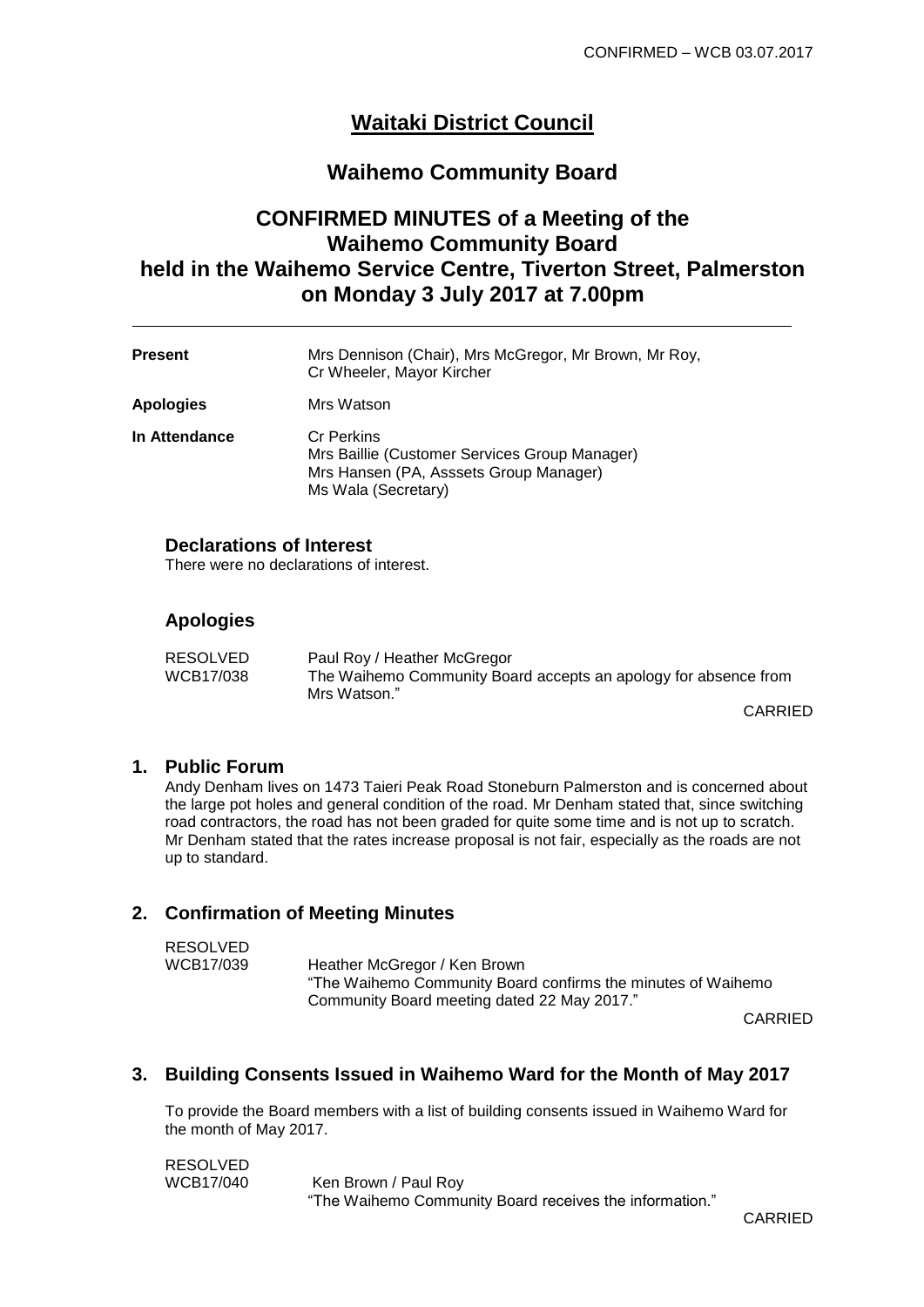CONFIRMED – WCB 03.07.2017

# Waitaki District Council

## Waihemo Community Board

## CONFIRMED MINUTES of a Meeting of the Waihemo Community Board held in the Waihemo Service Centre, Tiverton Street, Palmerston on Monday 3 July 2017 at 7.00pm

---

| | |
|---|---|
| **Present** | Mrs Dennison (Chair), Mrs McGregor, Mr Brown, Mr Roy, Cr Wheeler, Mayor Kircher |
| **Apologies** | Mrs Watson |
| **In Attendance** | Cr Perkins<br>Mrs Baillie (Customer Services Group Manager)<br>Mrs Hansen (PA, Asssets Group Manager)<br>Ms Wala (Secretary) |

### Declarations of Interest

There were no declarations of interest.

### Apologies

| | |
|---|---|
| RESOLVED<br>WCB17/038 | Paul Roy / Heather McGregor<br>The Waihemo Community Board accepts an apology for absence from Mrs Watson." |

CARRIED

### 1. Public Forum

Andy Denham lives on 1473 Taieri Peak Road Stoneburn Palmerston and is concerned about the large pot holes and general condition of the road. Mr Denham stated that, since switching road contractors, the road has not been graded for quite some time and is not up to scratch. Mr Denham stated that the rates increase proposal is not fair, especially as the roads are not up to standard.

### 2. Confirmation of Meeting Minutes

| | |
|---|---|
| RESOLVED<br>WCB17/039 | Heather McGregor / Ken Brown<br>"The Waihemo Community Board confirms the minutes of Waihemo Community Board meeting dated 22 May 2017." |

CARRIED

### 3. Building Consents Issued in Waihemo Ward for the Month of May 2017

To provide the Board members with a list of building consents issued in Waihemo Ward for the month of May 2017.

| | |
|---|---|
| RESOLVED<br>WCB17/040 | Ken Brown / Paul Roy<br>"The Waihemo Community Board receives the information." |

CARRIED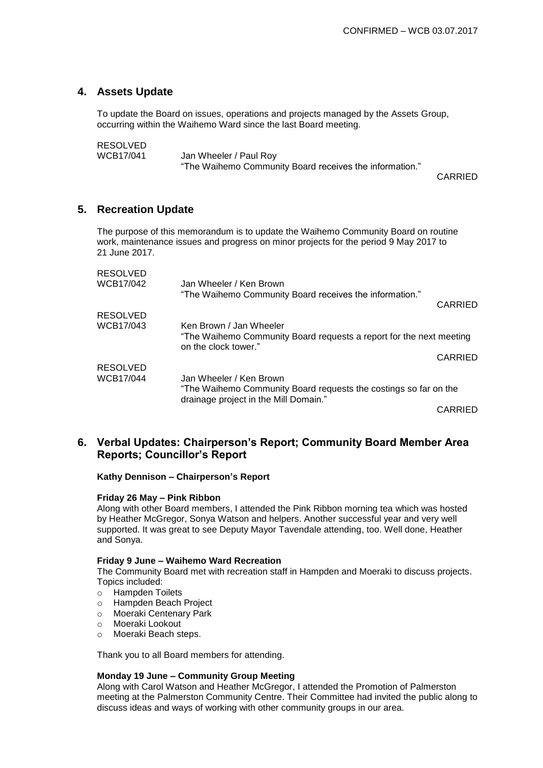## 4. Assets Update

To update the Board on issues, operations and projects managed by the Assets Group, occurring within the Waihemo Ward since the last Board meeting.

RESOLVED
WCB17/041 Jan Wheeler / Paul Roy
"The Waihemo Community Board receives the information."

CARRIED

## 5. Recreation Update

The purpose of this memorandum is to update the Waihemo Community Board on routine work, maintenance issues and progress on minor projects for the period 9 May 2017 to 21 June 2017.

RESOLVED
WCB17/042 Jan Wheeler / Ken Brown
"The Waihemo Community Board receives the information."

CARRIED

RESOLVED
WCB17/043 Ken Brown / Jan Wheeler
"The Waihemo Community Board requests a report for the next meeting on the clock tower."

CARRIED

RESOLVED
WCB17/044 Jan Wheeler / Ken Brown
"The Waihemo Community Board requests the costings so far on the drainage project in the Mill Domain."

CARRIED

## 6. Verbal Updates: Chairperson's Report; Community Board Member Area Reports; Councillor's Report

**Kathy Dennison – Chairperson's Report**

**Friday 26 May – Pink Ribbon**

Along with other Board members, I attended the Pink Ribbon morning tea which was hosted by Heather McGregor, Sonya Watson and helpers. Another successful year and very well supported. It was great to see Deputy Mayor Tavendale attending, too. Well done, Heather and Sonya.

**Friday 9 June – Waihemo Ward Recreation**

The Community Board met with recreation staff in Hampden and Moeraki to discuss projects. Topics included:

- Hampden Toilets
- Hampden Beach Project
- Moeraki Centenary Park
- Moeraki Lookout
- Moeraki Beach steps.

Thank you to all Board members for attending.

**Monday 19 June – Community Group Meeting**

Along with Carol Watson and Heather McGregor, I attended the Promotion of Palmerston meeting at the Palmerston Community Centre. Their Committee had invited the public along to discuss ideas and ways of working with other community groups in our area.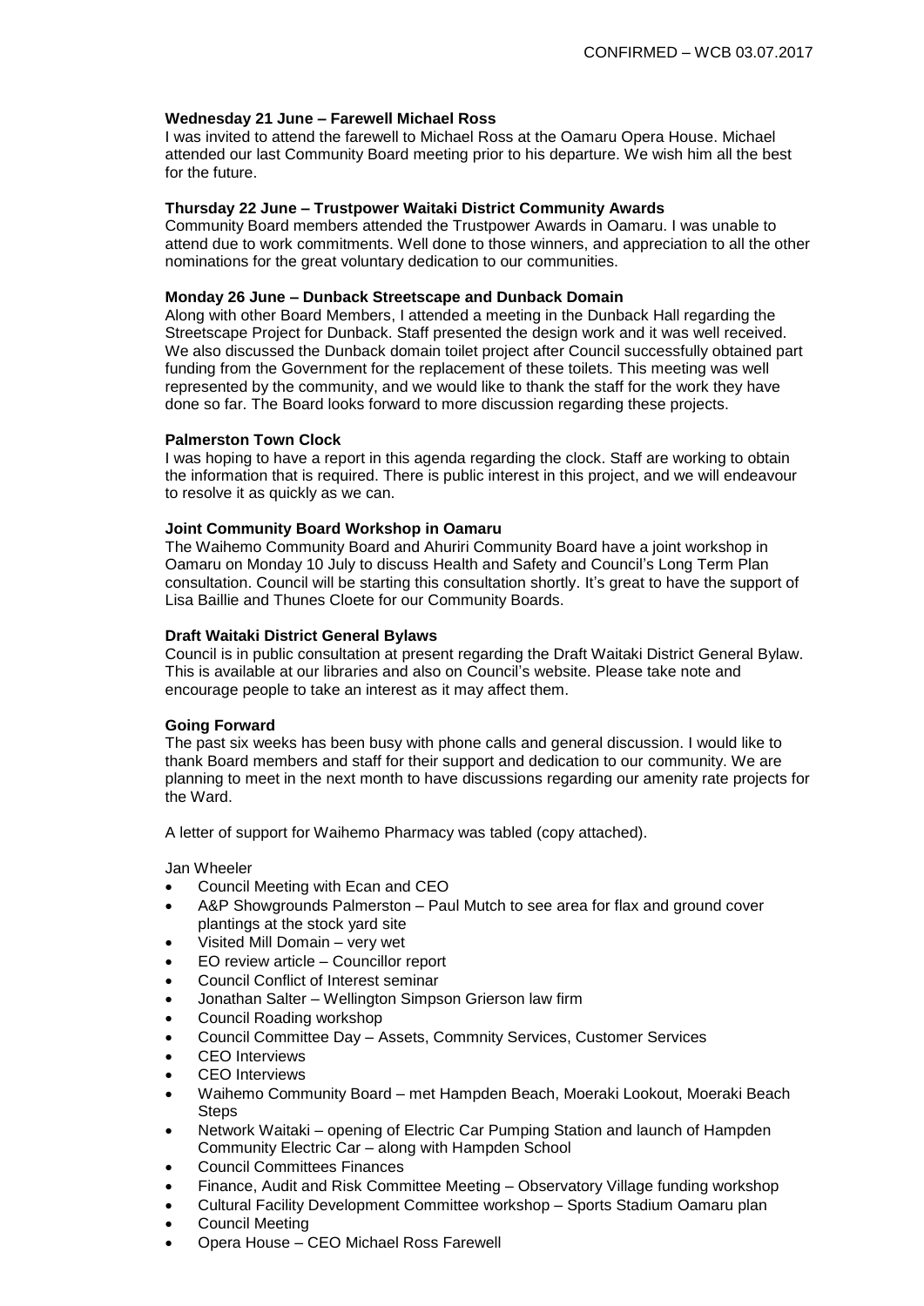**Wednesday 21 June – Farewell Michael Ross**
I was invited to attend the farewell to Michael Ross at the Oamaru Opera House. Michael attended our last Community Board meeting prior to his departure. We wish him all the best for the future.

**Thursday 22 June – Trustpower Waitaki District Community Awards**
Community Board members attended the Trustpower Awards in Oamaru. I was unable to attend due to work commitments. Well done to those winners, and appreciation to all the other nominations for the great voluntary dedication to our communities.

**Monday 26 June – Dunback Streetscape and Dunback Domain**
Along with other Board Members, I attended a meeting in the Dunback Hall regarding the Streetscape Project for Dunback. Staff presented the design work and it was well received. We also discussed the Dunback domain toilet project after Council successfully obtained part funding from the Government for the replacement of these toilets. This meeting was well represented by the community, and we would like to thank the staff for the work they have done so far. The Board looks forward to more discussion regarding these projects.

**Palmerston Town Clock**
I was hoping to have a report in this agenda regarding the clock. Staff are working to obtain the information that is required. There is public interest in this project, and we will endeavour to resolve it as quickly as we can.

**Joint Community Board Workshop in Oamaru**
The Waihemo Community Board and Ahuriri Community Board have a joint workshop in Oamaru on Monday 10 July to discuss Health and Safety and Council's Long Term Plan consultation. Council will be starting this consultation shortly. It's great to have the support of Lisa Baillie and Thunes Cloete for our Community Boards.

**Draft Waitaki District General Bylaws**
Council is in public consultation at present regarding the Draft Waitaki District General Bylaw. This is available at our libraries and also on Council's website. Please take note and encourage people to take an interest as it may affect them.

**Going Forward**
The past six weeks has been busy with phone calls and general discussion. I would like to thank Board members and staff for their support and dedication to our community. We are planning to meet in the next month to have discussions regarding our amenity rate projects for the Ward.

A letter of support for Waihemo Pharmacy was tabled (copy attached).

Jan Wheeler

- Council Meeting with Ecan and CEO
- A&P Showgrounds Palmerston – Paul Mutch to see area for flax and ground cover plantings at the stock yard site
- Visited Mill Domain – very wet
- EO review article – Councillor report
- Council Conflict of Interest seminar
- Jonathan Salter – Wellington Simpson Grierson law firm
- Council Roading workshop
- Council Committee Day – Assets, Commnity Services, Customer Services
- CEO Interviews
- CEO Interviews
- Waihemo Community Board – met Hampden Beach, Moeraki Lookout, Moeraki Beach Steps
- Network Waitaki – opening of Electric Car Pumping Station and launch of Hampden Community Electric Car – along with Hampden School
- Council Committees Finances
- Finance, Audit and Risk Committee Meeting – Observatory Village funding workshop
- Cultural Facility Development Committee workshop – Sports Stadium Oamaru plan
- Council Meeting
- Opera House – CEO Michael Ross Farewell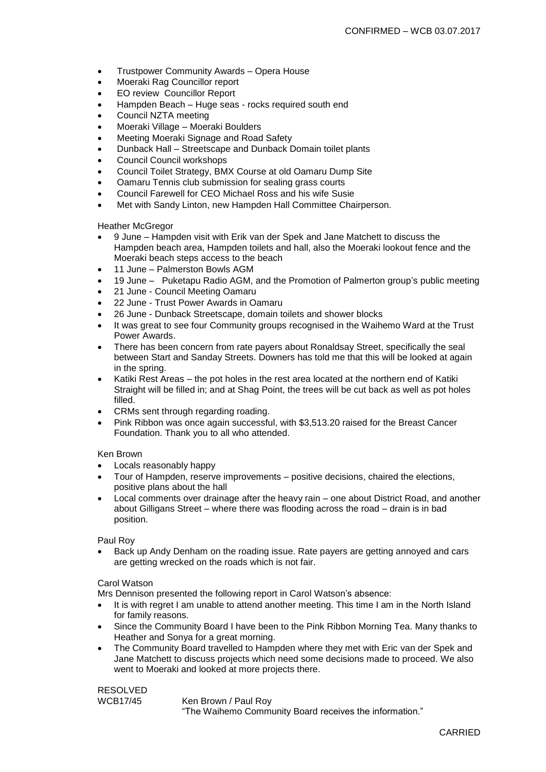- Trustpower Community Awards – Opera House
- Moeraki Rag Councillor report
- EO review Councillor Report
- Hampden Beach – Huge seas - rocks required south end
- Council NZTA meeting
- Moeraki Village – Moeraki Boulders
- Meeting Moeraki Signage and Road Safety
- Dunback Hall – Streetscape and Dunback Domain toilet plants
- Council Council workshops
- Council Toilet Strategy, BMX Course at old Oamaru Dump Site
- Oamaru Tennis club submission for sealing grass courts
- Council Farewell for CEO Michael Ross and his wife Susie
- Met with Sandy Linton, new Hampden Hall Committee Chairperson.

Heather McGregor

- 9 June – Hampden visit with Erik van der Spek and Jane Matchett to discuss the Hampden beach area, Hampden toilets and hall, also the Moeraki lookout fence and the Moeraki beach steps access to the beach
- 11 June – Palmerston Bowls AGM
- 19 June – Puketapu Radio AGM, and the Promotion of Palmerton group's public meeting
- 21 June - Council Meeting Oamaru
- 22 June - Trust Power Awards in Oamaru
- 26 June - Dunback Streetscape, domain toilets and shower blocks
- It was great to see four Community groups recognised in the Waihemo Ward at the Trust Power Awards.
- There has been concern from rate payers about Ronaldsay Street, specifically the seal between Start and Sanday Streets. Downers has told me that this will be looked at again in the spring.
- Katiki Rest Areas – the pot holes in the rest area located at the northern end of Katiki Straight will be filled in; and at Shag Point, the trees will be cut back as well as pot holes filled.
- CRMs sent through regarding roading.
- Pink Ribbon was once again successful, with $3,513.20 raised for the Breast Cancer Foundation. Thank you to all who attended.

Ken Brown

- Locals reasonably happy
- Tour of Hampden, reserve improvements – positive decisions, chaired the elections, positive plans about the hall
- Local comments over drainage after the heavy rain – one about District Road, and another about Gilligans Street – where there was flooding across the road – drain is in bad position.

Paul Roy

- Back up Andy Denham on the roading issue. Rate payers are getting annoyed and cars are getting wrecked on the roads which is not fair.

Carol Watson

Mrs Dennison presented the following report in Carol Watson's absence:

- It is with regret I am unable to attend another meeting. This time I am in the North Island for family reasons.
- Since the Community Board I have been to the Pink Ribbon Morning Tea. Many thanks to Heather and Sonya for a great morning.
- The Community Board travelled to Hampden where they met with Eric van der Spek and Jane Matchett to discuss projects which need some decisions made to proceed. We also went to Moeraki and looked at more projects there.

RESOLVED

WCB17/45 Ken Brown / Paul Roy

"The Waihemo Community Board receives the information."

CARRIED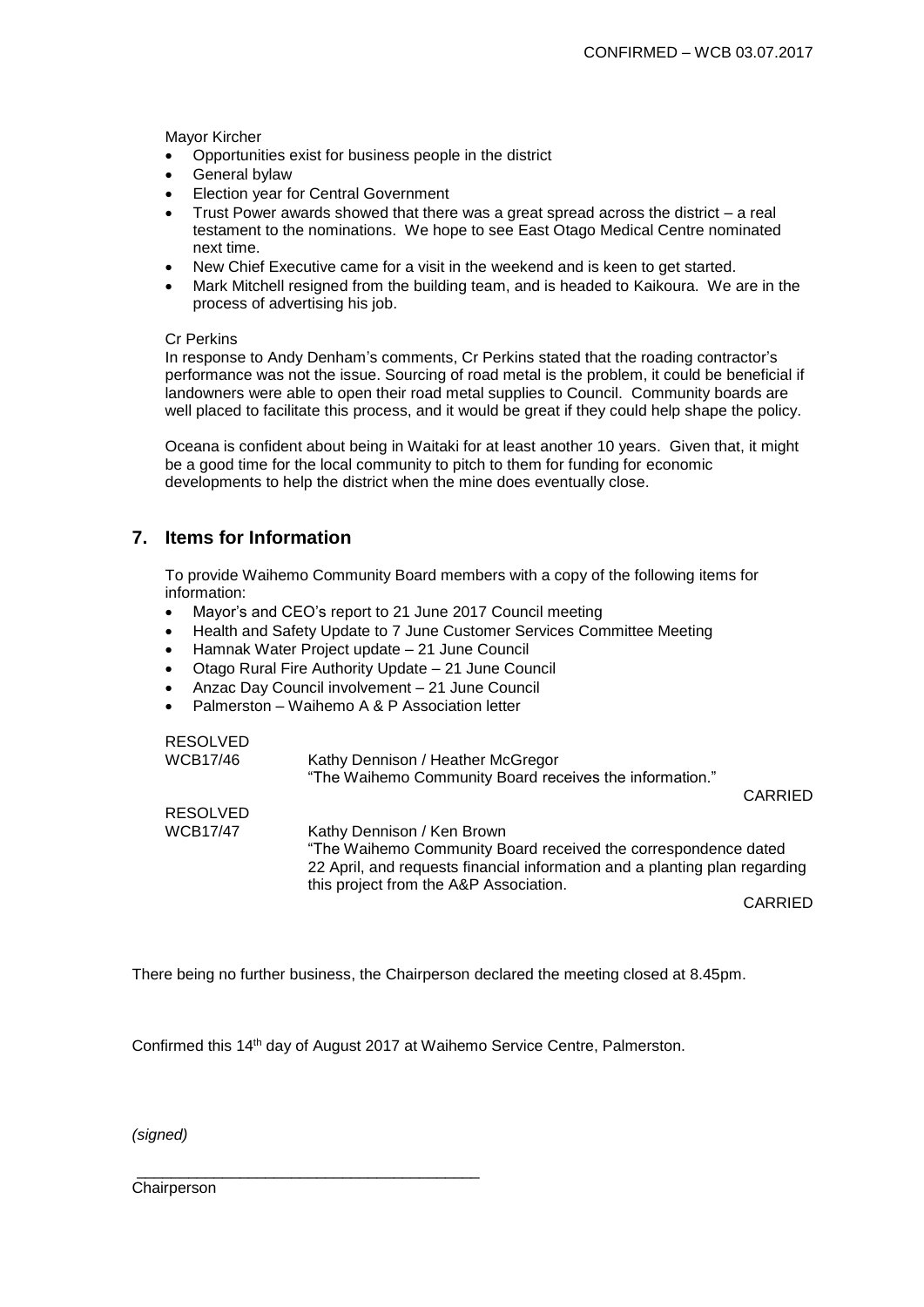Mayor Kircher

- Opportunities exist for business people in the district
- General bylaw
- Election year for Central Government
- Trust Power awards showed that there was a great spread across the district – a real testament to the nominations. We hope to see East Otago Medical Centre nominated next time.
- New Chief Executive came for a visit in the weekend and is keen to get started.
- Mark Mitchell resigned from the building team, and is headed to Kaikoura. We are in the process of advertising his job.

Cr Perkins

In response to Andy Denham's comments, Cr Perkins stated that the roading contractor's performance was not the issue. Sourcing of road metal is the problem, it could be beneficial if landowners were able to open their road metal supplies to Council. Community boards are well placed to facilitate this process, and it would be great if they could help shape the policy.

Oceana is confident about being in Waitaki for at least another 10 years. Given that, it might be a good time for the local community to pitch to them for funding for economic developments to help the district when the mine does eventually close.

## 7. Items for Information

To provide Waihemo Community Board members with a copy of the following items for information:

- Mayor's and CEO's report to 21 June 2017 Council meeting
- Health and Safety Update to 7 June Customer Services Committee Meeting
- Hamnak Water Project update – 21 June Council
- Otago Rural Fire Authority Update – 21 June Council
- Anzac Day Council involvement – 21 June Council
- Palmerston – Waihemo A & P Association letter

RESOLVED
WCB17/46 — Kathy Dennison / Heather McGregor
"The Waihemo Community Board receives the information."

CARRIED

RESOLVED
WCB17/47 — Kathy Dennison / Ken Brown
"The Waihemo Community Board received the correspondence dated 22 April, and requests financial information and a planting plan regarding this project from the A&P Association.

CARRIED

There being no further business, the Chairperson declared the meeting closed at 8.45pm.

Confirmed this 14th day of August 2017 at Waihemo Service Centre, Palmerston.

*(signed)*

\_\_\_\_\_\_\_\_\_\_\_\_\_\_\_\_\_\_\_\_\_\_\_\_\_\_\_\_\_\_\_\_\_\_\_\_\_\_\_\_\_\_

Chairperson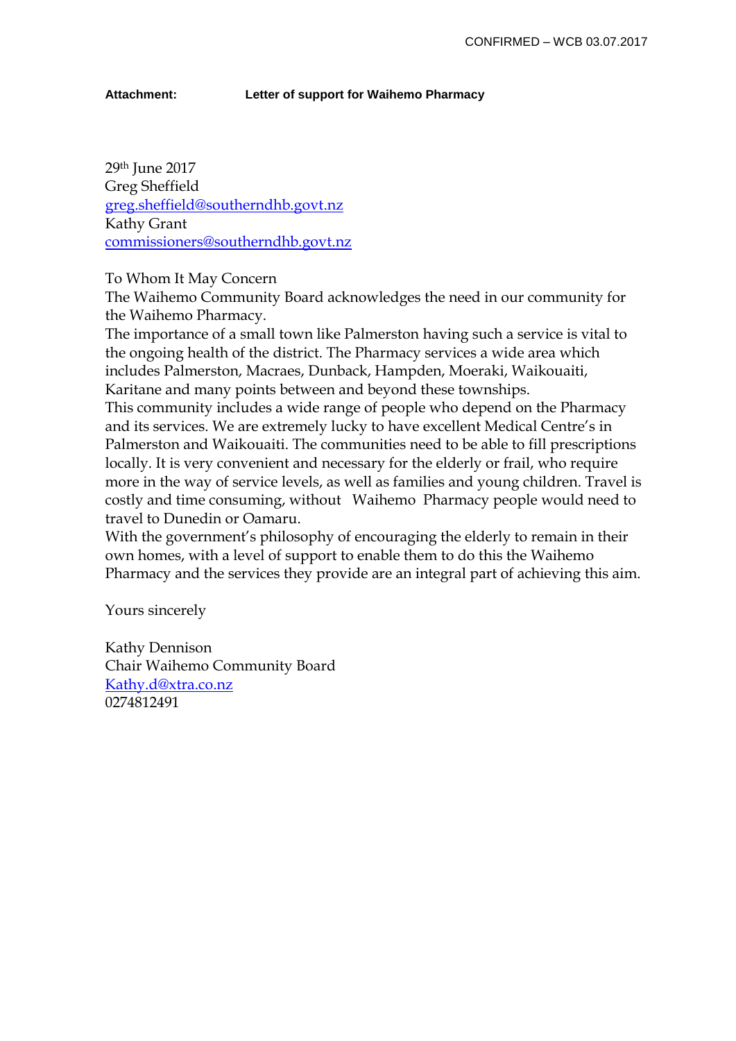CONFIRMED – WCB 03.07.2017

**Attachment:** **Letter of support for Waihemo Pharmacy**

29th June 2017
Greg Sheffield
greg.sheffield@southerndhb.govt.nz
Kathy Grant
commissioners@southerndhb.govt.nz

To Whom It May Concern
The Waihemo Community Board acknowledges the need in our community for the Waihemo Pharmacy.
The importance of a small town like Palmerston having such a service is vital to the ongoing health of the district. The Pharmacy services a wide area which includes Palmerston, Macraes, Dunback, Hampden, Moeraki, Waikouaiti, Karitane and many points between and beyond these townships.
This community includes a wide range of people who depend on the Pharmacy and its services. We are extremely lucky to have excellent Medical Centre's in Palmerston and Waikouaiti. The communities need to be able to fill prescriptions locally. It is very convenient and necessary for the elderly or frail, who require more in the way of service levels, as well as families and young children. Travel is costly and time consuming, without Waihemo Pharmacy people would need to travel to Dunedin or Oamaru.
With the government's philosophy of encouraging the elderly to remain in their own homes, with a level of support to enable them to do this the Waihemo Pharmacy and the services they provide are an integral part of achieving this aim.

Yours sincerely

Kathy Dennison
Chair Waihemo Community Board
Kathy.d@xtra.co.nz
0274812491